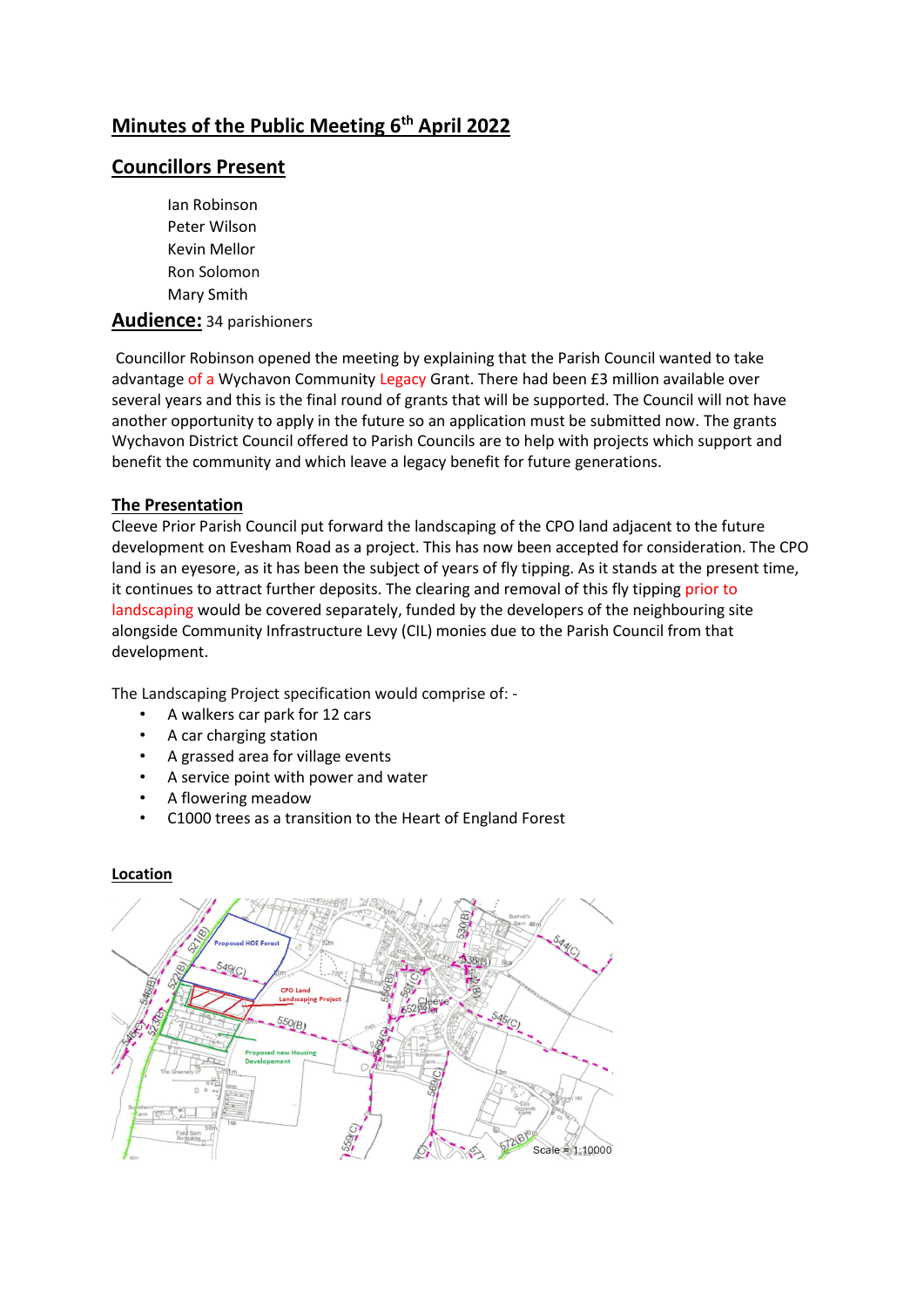# Minutes of the Public Meeting 6th April 2022

## Councillors Present

Ian Robinson
Peter Wilson
Kevin Mellor
Ron Solomon
Mary Smith

**Audience:** 34 parishioners

Councillor Robinson opened the meeting by explaining that the Parish Council wanted to take advantage of a Wychavon Community Legacy Grant. There had been £3 million available over several years and this is the final round of grants that will be supported. The Council will not have another opportunity to apply in the future so an application must be submitted now. The grants Wychavon District Council offered to Parish Councils are to help with projects which support and benefit the community and which leave a legacy benefit for future generations.

### The Presentation

Cleeve Prior Parish Council put forward the landscaping of the CPO land adjacent to the future development on Evesham Road as a project. This has now been accepted for consideration. The CPO land is an eyesore, as it has been the subject of years of fly tipping. As it stands at the present time, it continues to attract further deposits. The clearing and removal of this fly tipping prior to landscaping would be covered separately, funded by the developers of the neighbouring site alongside Community Infrastructure Levy (CIL) monies due to the Parish Council from that development.

The Landscaping Project specification would comprise of: -

- A walkers car park for 12 cars
- A car charging station
- A grassed area for village events
- A service point with power and water
- A flowering meadow
- C1000 trees as a transition to the Heart of England Forest

### Location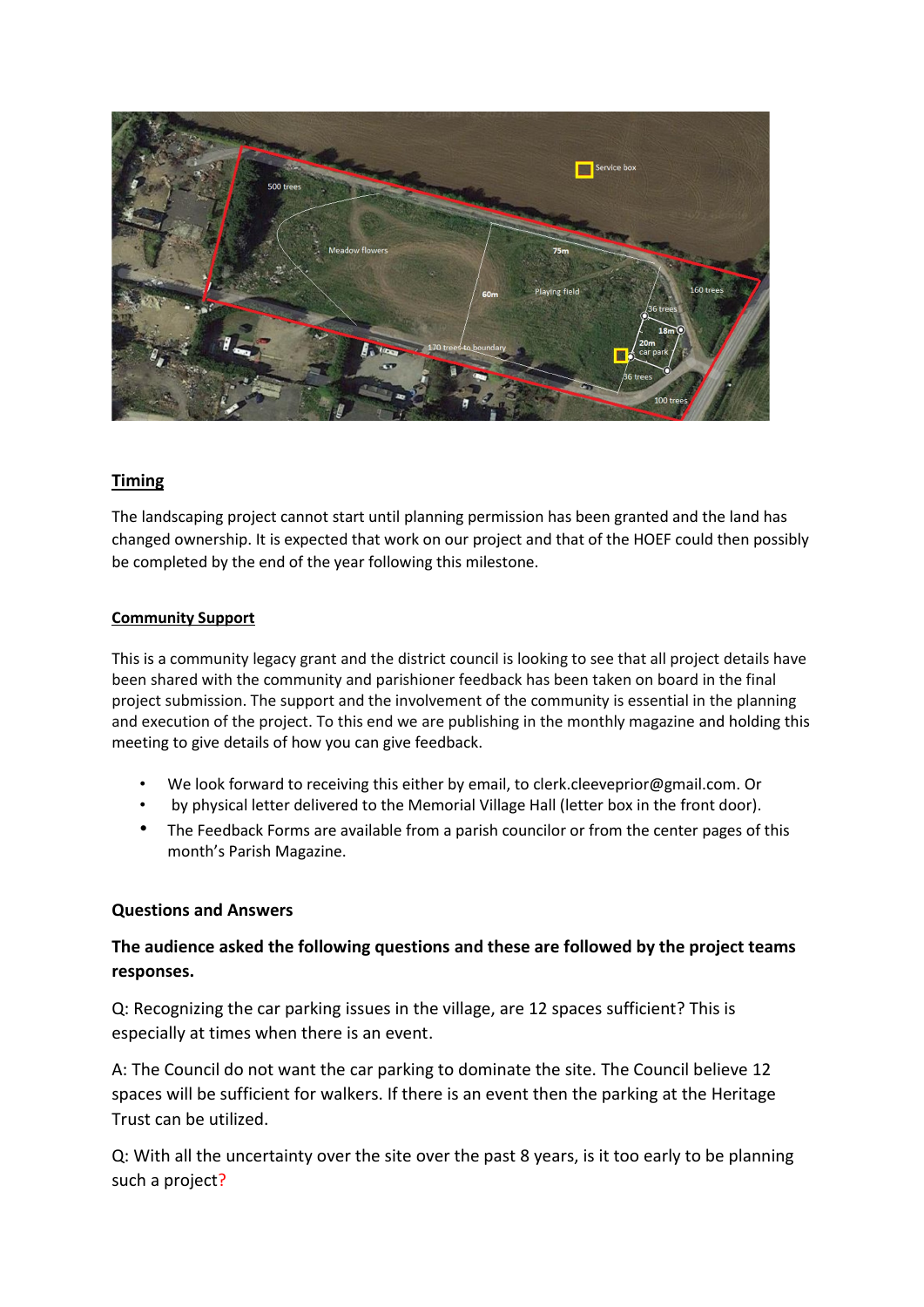## Timing

The landscaping project cannot start until planning permission has been granted and the land has changed ownership. It is expected that work on our project and that of the HOEF could then possibly be completed by the end of the year following this milestone.

## Community Support

This is a community legacy grant and the district council is looking to see that all project details have been shared with the community and parishioner feedback has been taken on board in the final project submission. The support and the involvement of the community is essential in the planning and execution of the project. To this end we are publishing in the monthly magazine and holding this meeting to give details of how you can give feedback.

- We look forward to receiving this either by email, to clerk.cleeveprior@gmail.com. Or
- by physical letter delivered to the Memorial Village Hall (letter box in the front door).
- The Feedback Forms are available from a parish councilor or from the center pages of this month's Parish Magazine.

## Questions and Answers

**The audience asked the following questions and these are followed by the project teams responses.**

Q: Recognizing the car parking issues in the village, are 12 spaces sufficient? This is especially at times when there is an event.

A: The Council do not want the car parking to dominate the site. The Council believe 12 spaces will be sufficient for walkers. If there is an event then the parking at the Heritage Trust can be utilized.

Q: With all the uncertainty over the site over the past 8 years, is it too early to be planning such a project?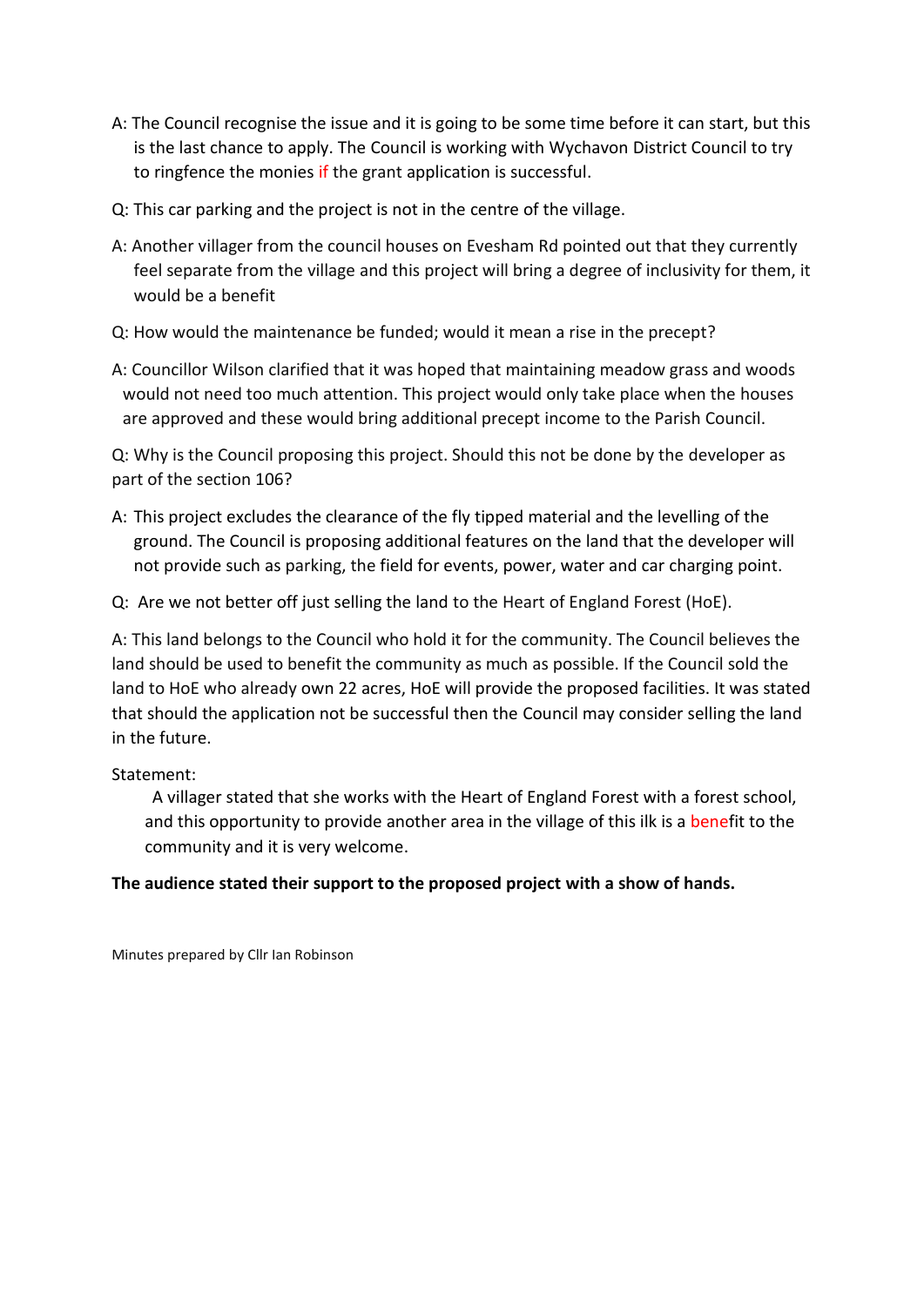A: The Council recognise the issue and it is going to be some time before it can start, but this is the last chance to apply. The Council is working with Wychavon District Council to try to ringfence the monies if the grant application is successful.

Q: This car parking and the project is not in the centre of the village.

A: Another villager from the council houses on Evesham Rd pointed out that they currently feel separate from the village and this project will bring a degree of inclusivity for them, it would be a benefit

Q: How would the maintenance be funded; would it mean a rise in the precept?

A: Councillor Wilson clarified that it was hoped that maintaining meadow grass and woods would not need too much attention. This project would only take place when the houses are approved and these would bring additional precept income to the Parish Council.

Q: Why is the Council proposing this project. Should this not be done by the developer as part of the section 106?

A: This project excludes the clearance of the fly tipped material and the levelling of the ground. The Council is proposing additional features on the land that the developer will not provide such as parking, the field for events, power, water and car charging point.

Q: Are we not better off just selling the land to the Heart of England Forest (HoE).

A: This land belongs to the Council who hold it for the community. The Council believes the land should be used to benefit the community as much as possible. If the Council sold the land to HoE who already own 22 acres, HoE will provide the proposed facilities. It was stated that should the application not be successful then the Council may consider selling the land in the future.

Statement:

A villager stated that she works with the Heart of England Forest with a forest school, and this opportunity to provide another area in the village of this ilk is a benefit to the community and it is very welcome.

**The audience stated their support to the proposed project with a show of hands.**

Minutes prepared by Cllr Ian Robinson